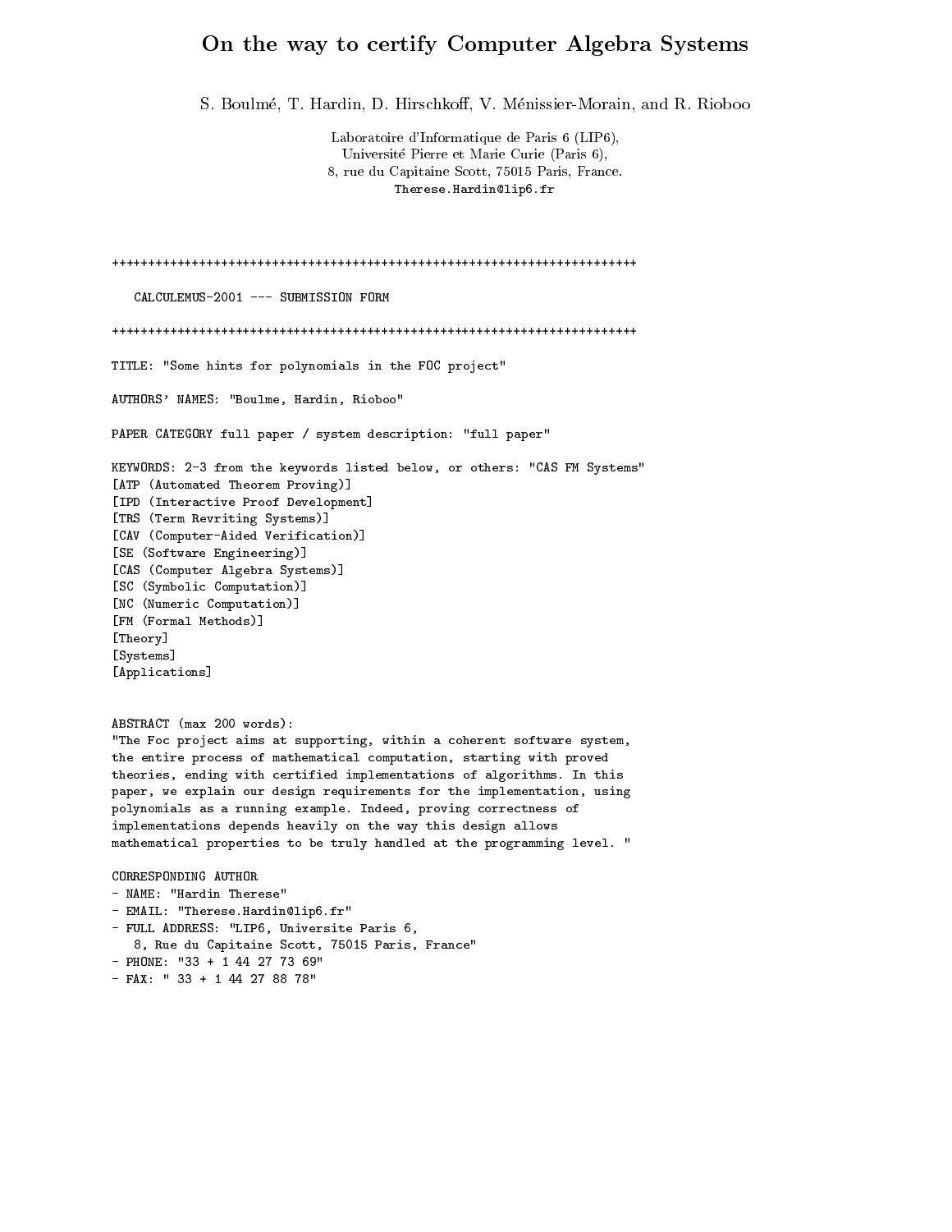# On the way to certify Computer Algebra Systems

S. Boulmé, T. Hardin, D. Hirschkoff, V. Ménissier-Morain, and R. Rioboo

Laboratoire d'Informatique de Paris 6 (LIP6),
Université Pierre et Marie Curie (Paris 6),
8, rue du Capitaine Scott, 75015 Paris, France.
Therese.Hardin@lip6.fr

```
++++++++++++++++++++++++++++++++++++++++++++++++++++++++++++++++++++++++

   CALCULEMUS-2001 --- SUBMISSION FORM

++++++++++++++++++++++++++++++++++++++++++++++++++++++++++++++++++++++++

TITLE: "Some hints for polynomials in the FOC project"

AUTHORS' NAMES: "Boulme, Hardin, Rioboo"

PAPER CATEGORY full paper / system description: "full paper"

KEYWORDS: 2-3 from the keywords listed below, or others: "CAS FM Systems"
[ATP (Automated Theorem Proving)]
[IPD (Interactive Proof Development]
[TRS (Term Revriting Systems)]
[CAV (Computer-Aided Verification)]
[SE (Software Engineering)]
[CAS (Computer Algebra Systems)]
[SC (Symbolic Computation)]
[NC (Numeric Computation)]
[FM (Formal Methods)]
[Theory]
[Systems]
[Applications]


ABSTRACT (max 200 words):
"The Foc project aims at supporting, within a coherent software system,
the entire process of mathematical computation, starting with proved
theories, ending with certified implementations of algorithms. In this
paper, we explain our design requirements for the implementation, using
polynomials as a running example. Indeed, proving correctness of
implementations depends heavily on the way this design allows
mathematical properties to be truly handled at the programming level. "

CORRESPONDING AUTHOR
- NAME: "Hardin Therese"
- EMAIL: "Therese.Hardin@lip6.fr"
- FULL ADDRESS: "LIP6, Universite Paris 6,
   8, Rue du Capitaine Scott, 75015 Paris, France"
- PHONE: "33 + 1 44 27 73 69"
- FAX: " 33 + 1 44 27 88 78"
```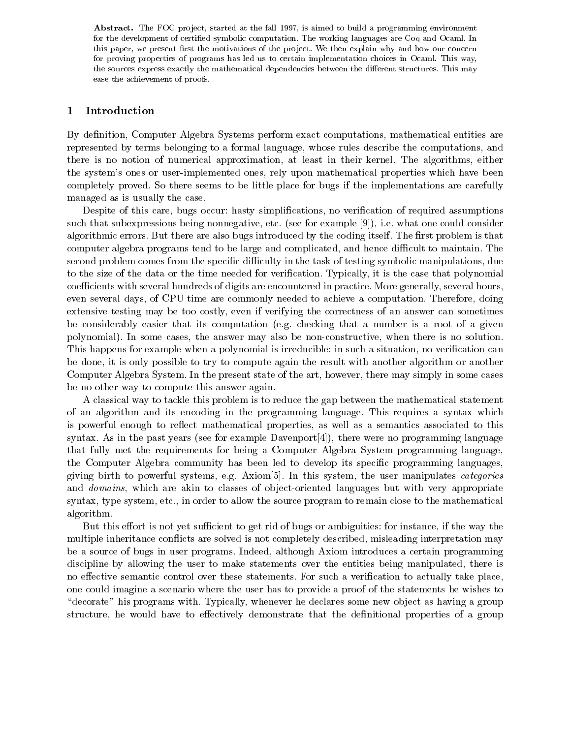**Abstract.** The FOC project, started at the fall 1997, is aimed to build a programming environment for the development of certified symbolic computation. The working languages are Coq and Ocaml. In this paper, we present first the motivations of the project. We then explain why and how our concern for proving properties of programs has led us to certain implementation choices in Ocaml. This way, the sources express exactly the mathematical dependencies between the different structures. This may ease the achievement of proofs.

## 1 Introduction

By definition, Computer Algebra Systems perform exact computations, mathematical entities are represented by terms belonging to a formal language, whose rules describe the computations, and there is no notion of numerical approximation, at least in their kernel. The algorithms, either the system's ones or user-implemented ones, rely upon mathematical properties which have been completely proved. So there seems to be little place for bugs if the implementations are carefully managed as is usually the case.

Despite of this care, bugs occur: hasty simplifications, no verification of required assumptions such that subexpressions being nonnegative, etc. (see for example [9]), i.e. what one could consider algorithmic errors. But there are also bugs introduced by the coding itself. The first problem is that computer algebra programs tend to be large and complicated, and hence difficult to maintain. The second problem comes from the specific difficulty in the task of testing symbolic manipulations, due to the size of the data or the time needed for verification. Typically, it is the case that polynomial coefficients with several hundreds of digits are encountered in practice. More generally, several hours, even several days, of CPU time are commonly needed to achieve a computation. Therefore, doing extensive testing may be too costly, even if verifying the correctness of an answer can sometimes be considerably easier that its computation (e.g. checking that a number is a root of a given polynomial). In some cases, the answer may also be non-constructive, when there is no solution. This happens for example when a polynomial is irreducible; in such a situation, no verification can be done, it is only possible to try to compute again the result with another algorithm or another Computer Algebra System. In the present state of the art, however, there may simply in some cases be no other way to compute this answer again.

A classical way to tackle this problem is to reduce the gap between the mathematical statement of an algorithm and its encoding in the programming language. This requires a syntax which is powerful enough to reflect mathematical properties, as well as a semantics associated to this syntax. As in the past years (see for example Davenport[4]), there were no programming language that fully met the requirements for being a Computer Algebra System programming language, the Computer Algebra community has been led to develop its specific programming languages, giving birth to powerful systems, e.g. Axiom[5]. In this system, the user manipulates *categories* and *domains*, which are akin to classes of object-oriented languages but with very appropriate syntax, type system, etc., in order to allow the source program to remain close to the mathematical algorithm.

But this effort is not yet sufficient to get rid of bugs or ambiguities: for instance, if the way the multiple inheritance conflicts are solved is not completely described, misleading interpretation may be a source of bugs in user programs. Indeed, although Axiom introduces a certain programming discipline by allowing the user to make statements over the entities being manipulated, there is no effective semantic control over these statements. For such a verification to actually take place, one could imagine a scenario where the user has to provide a proof of the statements he wishes to "decorate" his programs with. Typically, whenever he declares some new object as having a group structure, he would have to effectively demonstrate that the definitional properties of a group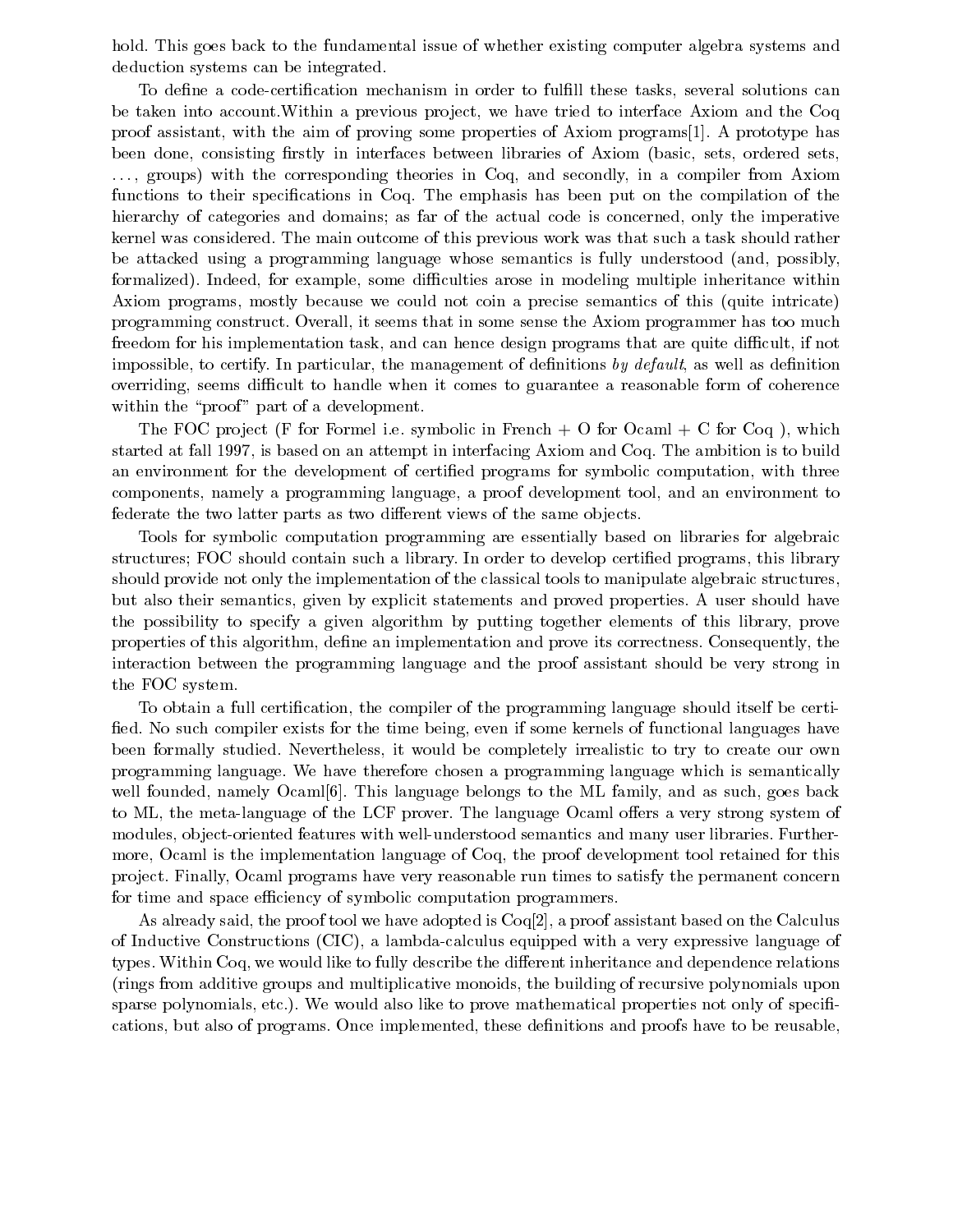hold. This goes back to the fundamental issue of whether existing computer algebra systems and deduction systems can be integrated.

To define a code-certification mechanism in order to fulfill these tasks, several solutions can be taken into account.Within a previous project, we have tried to interface Axiom and the Coq proof assistant, with the aim of proving some properties of Axiom programs[1]. A prototype has been done, consisting firstly in interfaces between libraries of Axiom (basic, sets, ordered sets, ..., groups) with the corresponding theories in Coq, and secondly, in a compiler from Axiom functions to their specifications in Coq. The emphasis has been put on the compilation of the hierarchy of categories and domains; as far of the actual code is concerned, only the imperative kernel was considered. The main outcome of this previous work was that such a task should rather be attacked using a programming language whose semantics is fully understood (and, possibly, formalized). Indeed, for example, some difficulties arose in modeling multiple inheritance within Axiom programs, mostly because we could not coin a precise semantics of this (quite intricate) programming construct. Overall, it seems that in some sense the Axiom programmer has too much freedom for his implementation task, and can hence design programs that are quite difficult, if not impossible, to certify. In particular, the management of definitions *by default*, as well as definition overriding, seems difficult to handle when it comes to guarantee a reasonable form of coherence within the "proof" part of a development.

The FOC project (F for Formel i.e. symbolic in French + O for Ocaml + C for Coq ), which started at fall 1997, is based on an attempt in interfacing Axiom and Coq. The ambition is to build an environment for the development of certified programs for symbolic computation, with three components, namely a programming language, a proof development tool, and an environment to federate the two latter parts as two different views of the same objects.

Tools for symbolic computation programming are essentially based on libraries for algebraic structures; FOC should contain such a library. In order to develop certified programs, this library should provide not only the implementation of the classical tools to manipulate algebraic structures, but also their semantics, given by explicit statements and proved properties. A user should have the possibility to specify a given algorithm by putting together elements of this library, prove properties of this algorithm, define an implementation and prove its correctness. Consequently, the interaction between the programming language and the proof assistant should be very strong in the FOC system.

To obtain a full certification, the compiler of the programming language should itself be certified. No such compiler exists for the time being, even if some kernels of functional languages have been formally studied. Nevertheless, it would be completely irrealistic to try to create our own programming language. We have therefore chosen a programming language which is semantically well founded, namely Ocaml[6]. This language belongs to the ML family, and as such, goes back to ML, the meta-language of the LCF prover. The language Ocaml offers a very strong system of modules, object-oriented features with well-understood semantics and many user libraries. Furthermore, Ocaml is the implementation language of Coq, the proof development tool retained for this project. Finally, Ocaml programs have very reasonable run times to satisfy the permanent concern for time and space efficiency of symbolic computation programmers.

As already said, the proof tool we have adopted is Coq[2], a proof assistant based on the Calculus of Inductive Constructions (CIC), a lambda-calculus equipped with a very expressive language of types. Within Coq, we would like to fully describe the different inheritance and dependence relations (rings from additive groups and multiplicative monoids, the building of recursive polynomials upon sparse polynomials, etc.). We would also like to prove mathematical properties not only of specifications, but also of programs. Once implemented, these definitions and proofs have to be reusable,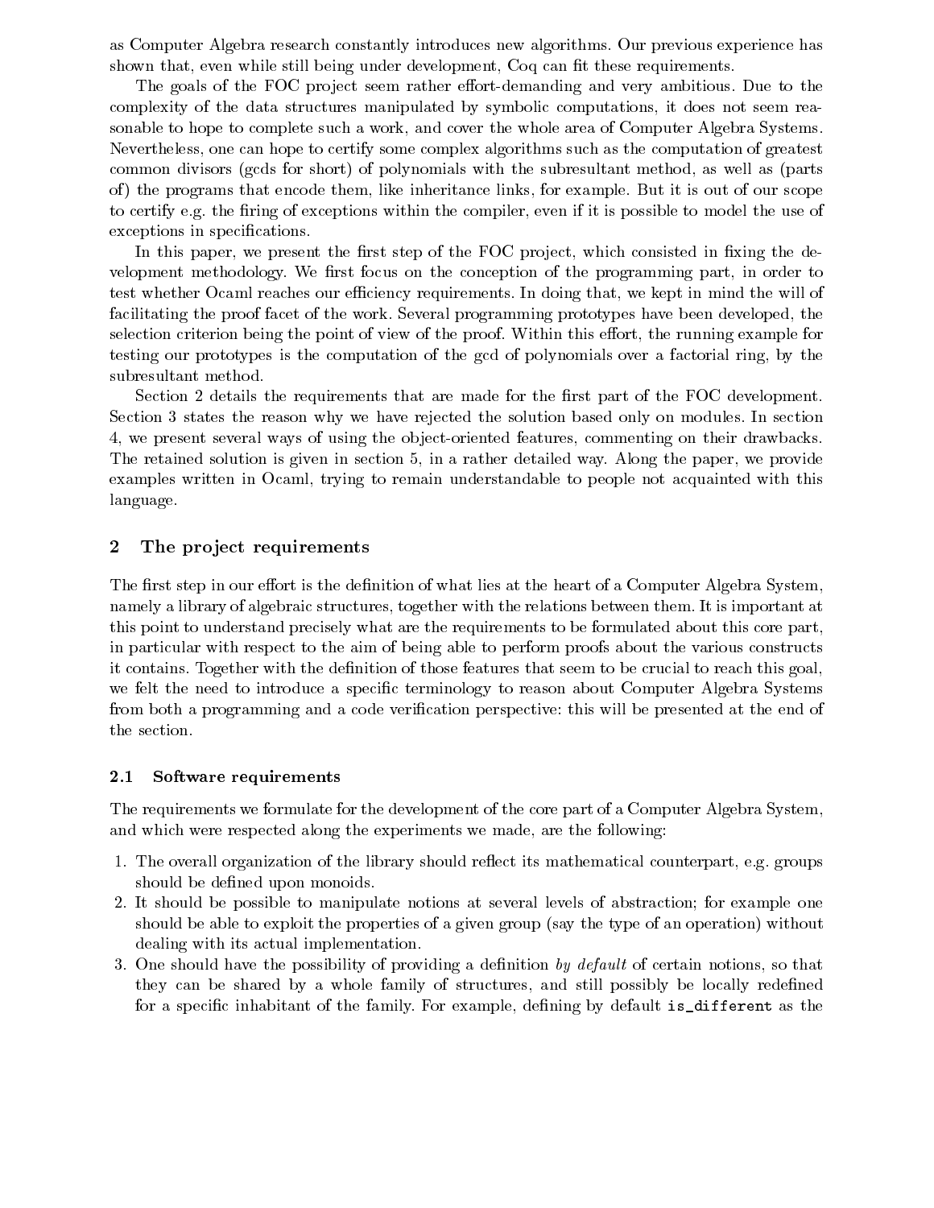as Computer Algebra research constantly introduces new algorithms. Our previous experience has shown that, even while still being under development, Coq can fit these requirements.

The goals of the FOC project seem rather effort-demanding and very ambitious. Due to the complexity of the data structures manipulated by symbolic computations, it does not seem reasonable to hope to complete such a work, and cover the whole area of Computer Algebra Systems. Nevertheless, one can hope to certify some complex algorithms such as the computation of greatest common divisors (gcds for short) of polynomials with the subresultant method, as well as (parts of) the programs that encode them, like inheritance links, for example. But it is out of our scope to certify e.g. the firing of exceptions within the compiler, even if it is possible to model the use of exceptions in specifications.

In this paper, we present the first step of the FOC project, which consisted in fixing the development methodology. We first focus on the conception of the programming part, in order to test whether Ocaml reaches our efficiency requirements. In doing that, we kept in mind the will of facilitating the proof facet of the work. Several programming prototypes have been developed, the selection criterion being the point of view of the proof. Within this effort, the running example for testing our prototypes is the computation of the gcd of polynomials over a factorial ring, by the subresultant method.

Section 2 details the requirements that are made for the first part of the FOC development. Section 3 states the reason why we have rejected the solution based only on modules. In section 4, we present several ways of using the object-oriented features, commenting on their drawbacks. The retained solution is given in section 5, in a rather detailed way. Along the paper, we provide examples written in Ocaml, trying to remain understandable to people not acquainted with this language.

## 2 The project requirements

The first step in our effort is the definition of what lies at the heart of a Computer Algebra System, namely a library of algebraic structures, together with the relations between them. It is important at this point to understand precisely what are the requirements to be formulated about this core part, in particular with respect to the aim of being able to perform proofs about the various constructs it contains. Together with the definition of those features that seem to be crucial to reach this goal, we felt the need to introduce a specific terminology to reason about Computer Algebra Systems from both a programming and a code verification perspective: this will be presented at the end of the section.

### 2.1 Software requirements

The requirements we formulate for the development of the core part of a Computer Algebra System, and which were respected along the experiments we made, are the following:

1. The overall organization of the library should reflect its mathematical counterpart, e.g. groups should be defined upon monoids.
2. It should be possible to manipulate notions at several levels of abstraction; for example one should be able to exploit the properties of a given group (say the type of an operation) without dealing with its actual implementation.
3. One should have the possibility of providing a definition *by default* of certain notions, so that they can be shared by a whole family of structures, and still possibly be locally redefined for a specific inhabitant of the family. For example, defining by default `is_different` as the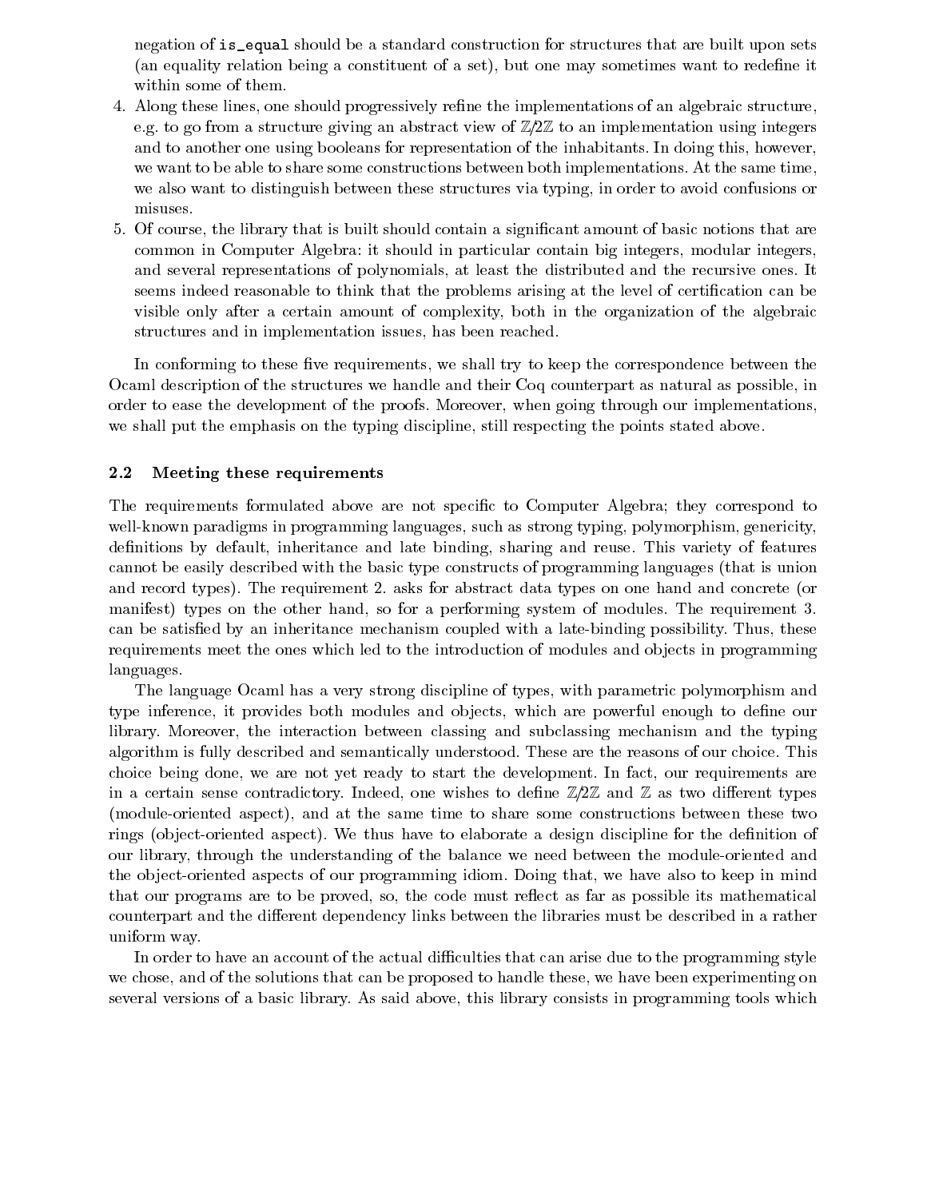negation of `is_equal` should be a standard construction for structures that are built upon sets (an equality relation being a constituent of a set), but one may sometimes want to redefine it within some of them.

4. Along these lines, one should progressively refine the implementations of an algebraic structure, e.g. to go from a structure giving an abstract view of $\mathbb{Z}/2\mathbb{Z}$ to an implementation using integers and to another one using booleans for representation of the inhabitants. In doing this, however, we want to be able to share some constructions between both implementations. At the same time, we also want to distinguish between these structures via typing, in order to avoid confusions or misuses.
5. Of course, the library that is built should contain a significant amount of basic notions that are common in Computer Algebra: it should in particular contain big integers, modular integers, and several representations of polynomials, at least the distributed and the recursive ones. It seems indeed reasonable to think that the problems arising at the level of certification can be visible only after a certain amount of complexity, both in the organization of the algebraic structures and in implementation issues, has been reached.

In conforming to these five requirements, we shall try to keep the correspondence between the Ocaml description of the structures we handle and their Coq counterpart as natural as possible, in order to ease the development of the proofs. Moreover, when going through our implementations, we shall put the emphasis on the typing discipline, still respecting the points stated above.

### 2.2 Meeting these requirements

The requirements formulated above are not specific to Computer Algebra; they correspond to well-known paradigms in programming languages, such as strong typing, polymorphism, genericity, definitions by default, inheritance and late binding, sharing and reuse. This variety of features cannot be easily described with the basic type constructs of programming languages (that is union and record types). The requirement 2. asks for abstract data types on one hand and concrete (or manifest) types on the other hand, so for a performing system of modules. The requirement 3. can be satisfied by an inheritance mechanism coupled with a late-binding possibility. Thus, these requirements meet the ones which led to the introduction of modules and objects in programming languages.

The language Ocaml has a very strong discipline of types, with parametric polymorphism and type inference, it provides both modules and objects, which are powerful enough to define our library. Moreover, the interaction between classing and subclassing mechanism and the typing algorithm is fully described and semantically understood. These are the reasons of our choice. This choice being done, we are not yet ready to start the development. In fact, our requirements are in a certain sense contradictory. Indeed, one wishes to define $\mathbb{Z}/2\mathbb{Z}$ and $\mathbb{Z}$ as two different types (module-oriented aspect), and at the same time to share some constructions between these two rings (object-oriented aspect). We thus have to elaborate a design discipline for the definition of our library, through the understanding of the balance we need between the module-oriented and the object-oriented aspects of our programming idiom. Doing that, we have also to keep in mind that our programs are to be proved, so, the code must reflect as far as possible its mathematical counterpart and the different dependency links between the libraries must be described in a rather uniform way.

In order to have an account of the actual difficulties that can arise due to the programming style we chose, and of the solutions that can be proposed to handle these, we have been experimenting on several versions of a basic library. As said above, this library consists in programming tools which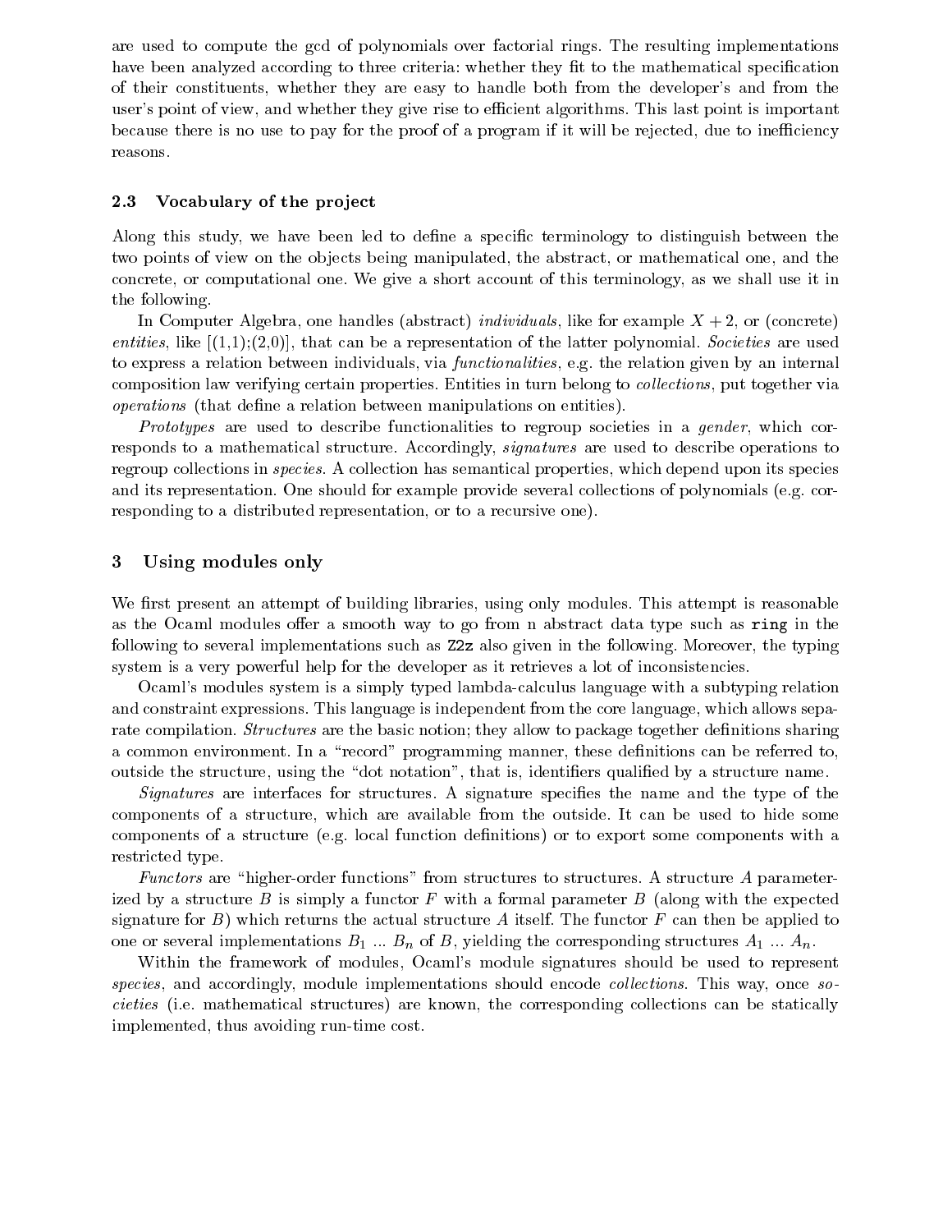are used to compute the gcd of polynomials over factorial rings. The resulting implementations have been analyzed according to three criteria: whether they fit to the mathematical specification of their constituents, whether they are easy to handle both from the developer's and from the user's point of view, and whether they give rise to efficient algorithms. This last point is important because there is no use to pay for the proof of a program if it will be rejected, due to inefficiency reasons.

### 2.3 Vocabulary of the project

Along this study, we have been led to define a specific terminology to distinguish between the two points of view on the objects being manipulated, the abstract, or mathematical one, and the concrete, or computational one. We give a short account of this terminology, as we shall use it in the following.

In Computer Algebra, one handles (abstract) *individuals*, like for example $X + 2$, or (concrete) *entities*, like [(1,1);(2,0)], that can be a representation of the latter polynomial. *Societies* are used to express a relation between individuals, via *functionalities*, e.g. the relation given by an internal composition law verifying certain properties. Entities in turn belong to *collections*, put together via *operations* (that define a relation between manipulations on entities).

*Prototypes* are used to describe functionalities to regroup societies in a *gender*, which corresponds to a mathematical structure. Accordingly, *signatures* are used to describe operations to regroup collections in *species*. A collection has semantical properties, which depend upon its species and its representation. One should for example provide several collections of polynomials (e.g. corresponding to a distributed representation, or to a recursive one).

## 3 Using modules only

We first present an attempt of building libraries, using only modules. This attempt is reasonable as the Ocaml modules offer a smooth way to go from n abstract data type such as `ring` in the following to several implementations such as `Z2z` also given in the following. Moreover, the typing system is a very powerful help for the developer as it retrieves a lot of inconsistencies.

Ocaml's modules system is a simply typed lambda-calculus language with a subtyping relation and constraint expressions. This language is independent from the core language, which allows separate compilation. *Structures* are the basic notion; they allow to package together definitions sharing a common environment. In a "record" programming manner, these definitions can be referred to, outside the structure, using the "dot notation", that is, identifiers qualified by a structure name.

*Signatures* are interfaces for structures. A signature specifies the name and the type of the components of a structure, which are available from the outside. It can be used to hide some components of a structure (e.g. local function definitions) or to export some components with a restricted type.

*Functors* are "higher-order functions" from structures to structures. A structure $A$ parameterized by a structure $B$ is simply a functor $F$ with a formal parameter $B$ (along with the expected signature for $B$) which returns the actual structure $A$ itself. The functor $F$ can then be applied to one or several implementations $B_1$ ... $B_n$ of $B$, yielding the corresponding structures $A_1$ ... $A_n$.

Within the framework of modules, Ocaml's module signatures should be used to represent *species*, and accordingly, module implementations should encode *collections*. This way, once *societies* (i.e. mathematical structures) are known, the corresponding collections can be statically implemented, thus avoiding run-time cost.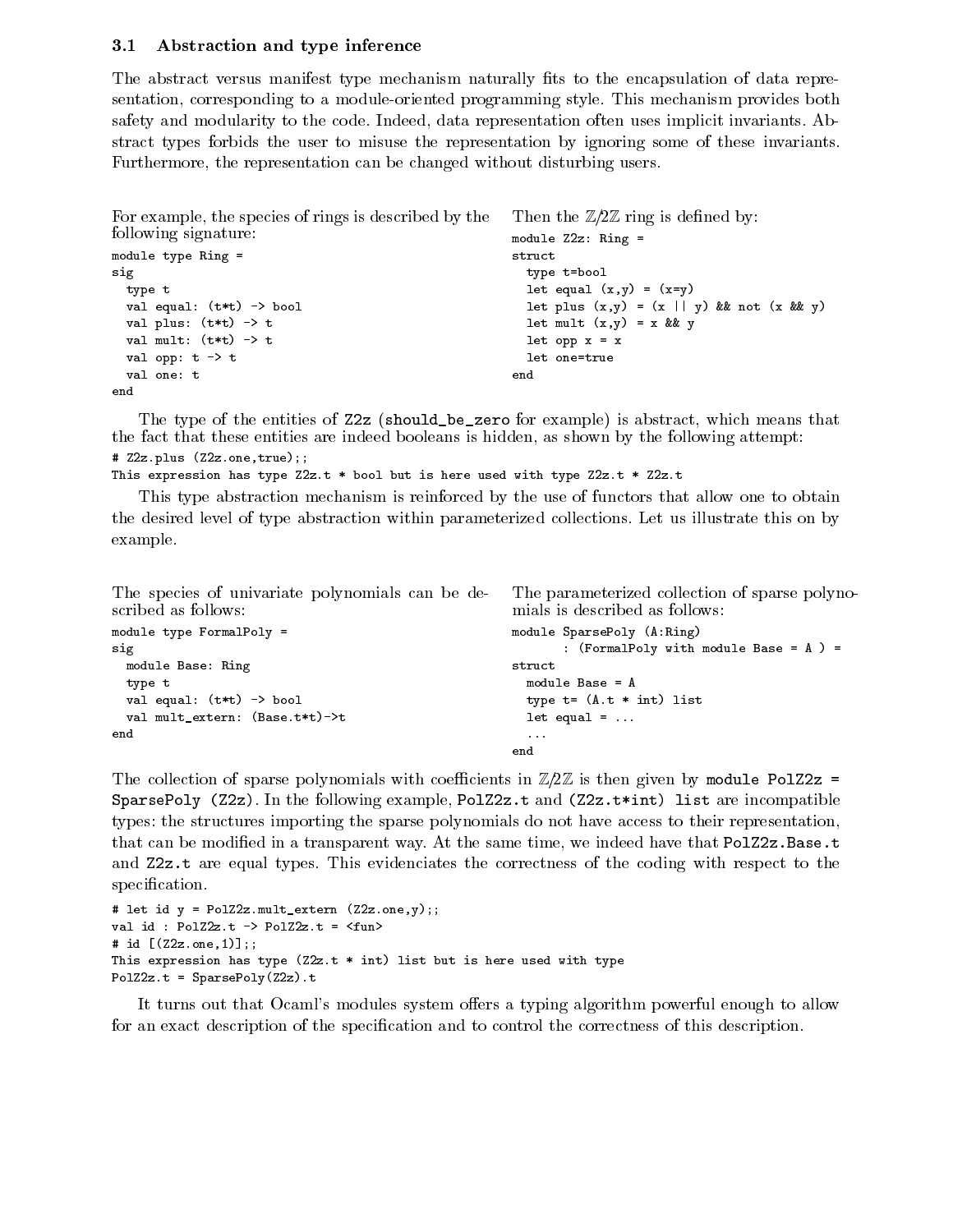### 3.1 Abstraction and type inference

The abstract versus manifest type mechanism naturally fits to the encapsulation of data representation, corresponding to a module-oriented programming style. This mechanism provides both safety and modularity to the code. Indeed, data representation often uses implicit invariants. Abstract types forbids the user to misuse the representation by ignoring some of these invariants. Furthermore, the representation can be changed without disturbing users.

For example, the species of rings is described by the following signature:

```
module type Ring =
sig
  type t
  val equal: (t*t) -> bool
  val plus: (t*t) -> t
  val mult: (t*t) -> t
  val opp: t -> t
  val one: t
end
```

Then the $\mathbb{Z}/2\mathbb{Z}$ ring is defined by:

```
module Z2z: Ring =
struct
  type t=bool
  let equal (x,y) = (x=y)
  let plus (x,y) = (x || y) && not (x && y)
  let mult (x,y) = x && y
  let opp x = x
  let one=true
end
```

The type of the entities of `Z2z` (`should_be_zero` for example) is abstract, which means that the fact that these entities are indeed booleans is hidden, as shown by the following attempt:

```
# Z2z.plus (Z2z.one,true);;
This expression has type Z2z.t * bool but is here used with type Z2z.t * Z2z.t
```

This type abstraction mechanism is reinforced by the use of functors that allow one to obtain the desired level of type abstraction within parameterized collections. Let us illustrate this on by example.

The species of univariate polynomials can be described as follows:

```
module type FormalPoly =
sig
  module Base: Ring
  type t
  val equal: (t*t) -> bool
  val mult_extern: (Base.t*t)->t
end
```

The parameterized collection of sparse polynomials is described as follows:

```
module SparsePoly (A:Ring)
       : (FormalPoly with module Base = A ) =
struct
  module Base = A
  type t= (A.t * int) list
  let equal = ...
  ...
end
```

The collection of sparse polynomials with coefficients in $\mathbb{Z}/2\mathbb{Z}$ is then given by `module PolZ2z = SparsePoly (Z2z)`. In the following example, `PolZ2z.t` and `(Z2z.t*int) list` are incompatible types: the structures importing the sparse polynomials do not have access to their representation, that can be modified in a transparent way. At the same time, we indeed have that `PolZ2z.Base.t` and `Z2z.t` are equal types. This evidenciates the correctness of the coding with respect to the specification.

```
# let id y = PolZ2z.mult_extern (Z2z.one,y);;
val id : PolZ2z.t -> PolZ2z.t = <fun>
# id [(Z2z.one,1)];;
This expression has type (Z2z.t * int) list but is here used with type
PolZ2z.t = SparsePoly(Z2z).t
```

It turns out that Ocaml's modules system offers a typing algorithm powerful enough to allow for an exact description of the specification and to control the correctness of this description.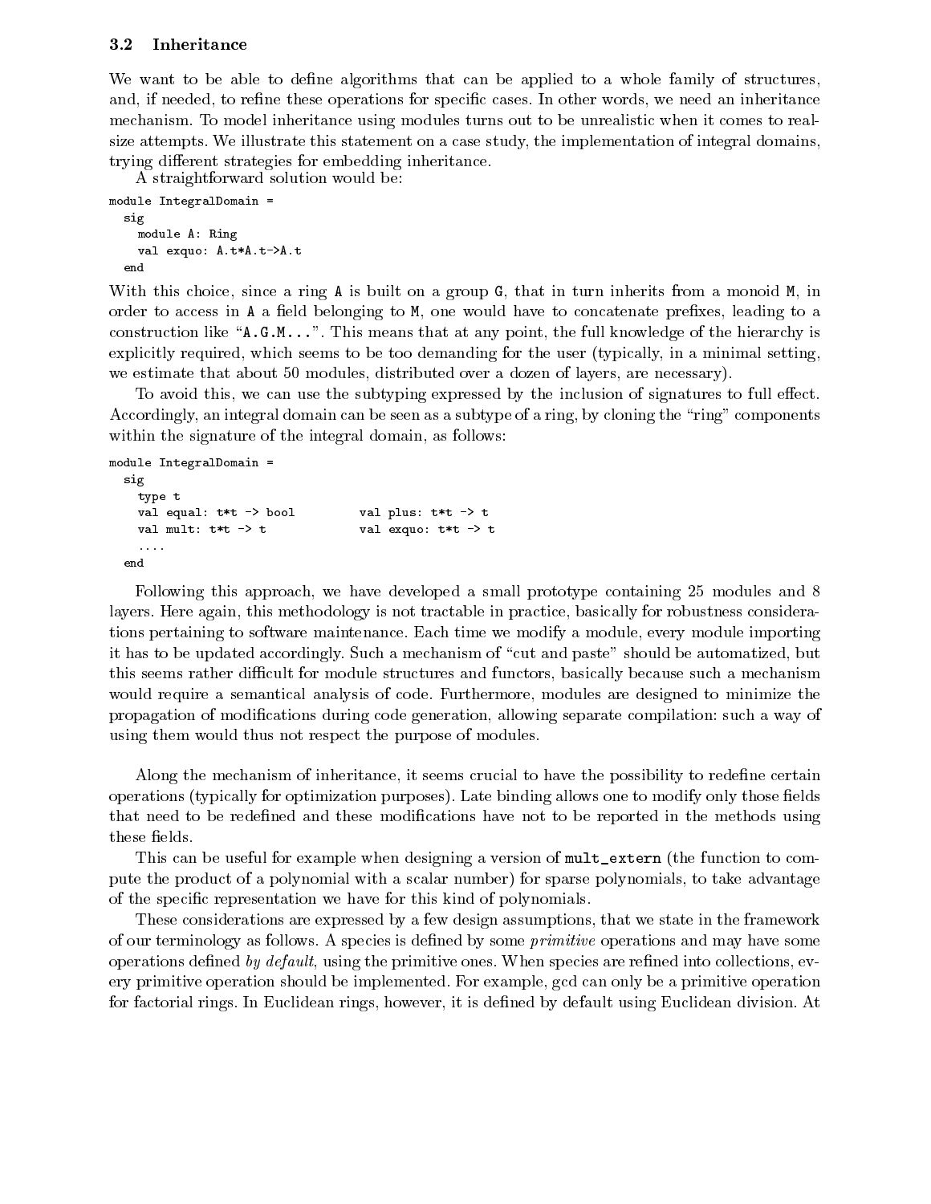### 3.2 Inheritance

We want to be able to define algorithms that can be applied to a whole family of structures, and, if needed, to refine these operations for specific cases. In other words, we need an inheritance mechanism. To model inheritance using modules turns out to be unrealistic when it comes to real-size attempts. We illustrate this statement on a case study, the implementation of integral domains, trying different strategies for embedding inheritance.

A straightforward solution would be:

```
module IntegralDomain =
  sig
    module A: Ring
    val exquo: A.t*A.t->A.t
  end
```

With this choice, since a ring `A` is built on a group `G`, that in turn inherits from a monoid `M`, in order to access in `A` a field belonging to `M`, one would have to concatenate prefixes, leading to a construction like "`A.G.M...`". This means that at any point, the full knowledge of the hierarchy is explicitly required, which seems to be too demanding for the user (typically, in a minimal setting, we estimate that about 50 modules, distributed over a dozen of layers, are necessary).

To avoid this, we can use the subtyping expressed by the inclusion of signatures to full effect. Accordingly, an integral domain can be seen as a subtype of a ring, by cloning the "ring" components within the signature of the integral domain, as follows:

```
module IntegralDomain =
  sig
    type t
    val equal: t*t -> bool         val plus: t*t -> t
    val mult: t*t -> t             val exquo: t*t -> t
    ....
  end
```

Following this approach, we have developed a small prototype containing 25 modules and 8 layers. Here again, this methodology is not tractable in practice, basically for robustness considerations pertaining to software maintenance. Each time we modify a module, every module importing it has to be updated accordingly. Such a mechanism of "cut and paste" should be automatized, but this seems rather difficult for module structures and functors, basically because such a mechanism would require a semantical analysis of code. Furthermore, modules are designed to minimize the propagation of modifications during code generation, allowing separate compilation: such a way of using them would thus not respect the purpose of modules.

Along the mechanism of inheritance, it seems crucial to have the possibility to redefine certain operations (typically for optimization purposes). Late binding allows one to modify only those fields that need to be redefined and these modifications have not to be reported in the methods using these fields.

This can be useful for example when designing a version of `mult_extern` (the function to compute the product of a polynomial with a scalar number) for sparse polynomials, to take advantage of the specific representation we have for this kind of polynomials.

These considerations are expressed by a few design assumptions, that we state in the framework of our terminology as follows. A species is defined by some *primitive* operations and may have some operations defined *by default*, using the primitive ones. When species are refined into collections, every primitive operation should be implemented. For example, gcd can only be a primitive operation for factorial rings. In Euclidean rings, however, it is defined by default using Euclidean division. At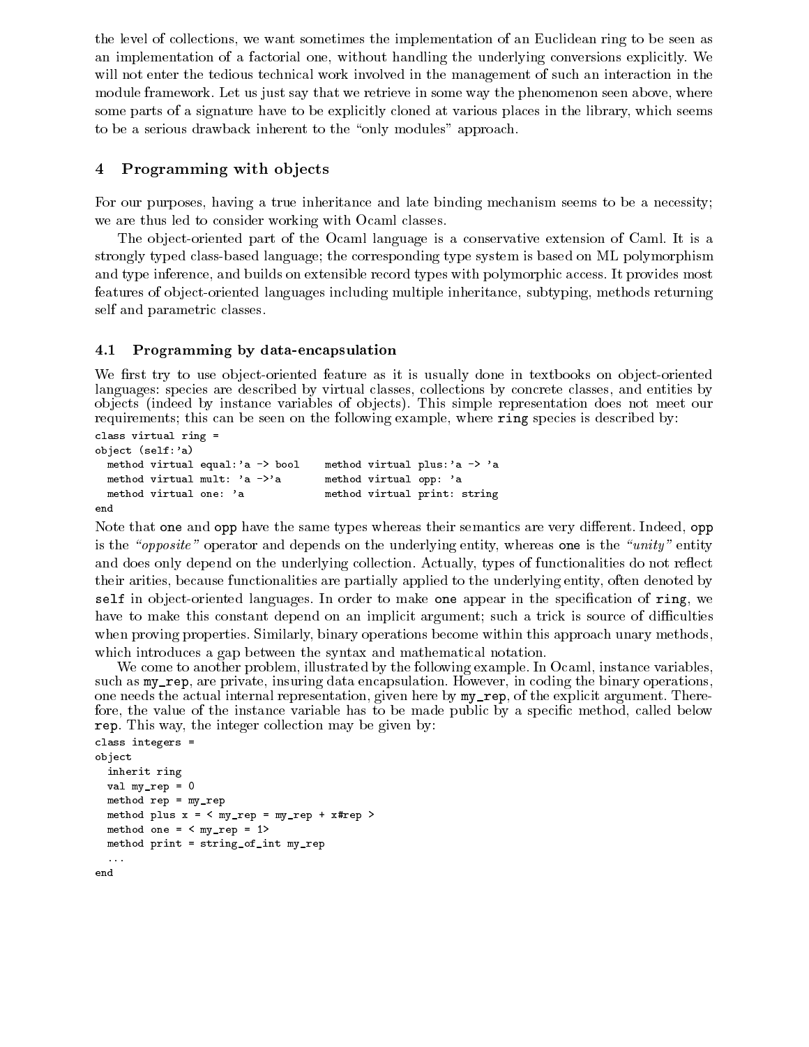the level of collections, we want sometimes the implementation of an Euclidean ring to be seen as an implementation of a factorial one, without handling the underlying conversions explicitly. We will not enter the tedious technical work involved in the management of such an interaction in the module framework. Let us just say that we retrieve in some way the phenomenon seen above, where some parts of a signature have to be explicitly cloned at various places in the library, which seems to be a serious drawback inherent to the "only modules" approach.

## 4 Programming with objects

For our purposes, having a true inheritance and late binding mechanism seems to be a necessity; we are thus led to consider working with Ocaml classes.

The object-oriented part of the Ocaml language is a conservative extension of Caml. It is a strongly typed class-based language; the corresponding type system is based on ML polymorphism and type inference, and builds on extensible record types with polymorphic access. It provides most features of object-oriented languages including multiple inheritance, subtyping, methods returning self and parametric classes.

### 4.1 Programming by data-encapsulation

We first try to use object-oriented feature as it is usually done in textbooks on object-oriented languages: species are described by virtual classes, collections by concrete classes, and entities by objects (indeed by instance variables of objects). This simple representation does not meet our requirements; this can be seen on the following example, where `ring` species is described by:

```
class virtual ring =
object (self:'a)
  method virtual equal:'a -> bool    method virtual plus:'a -> 'a
  method virtual mult: 'a ->'a       method virtual opp: 'a
  method virtual one: 'a             method virtual print: string
end
```

Note that `one` and `opp` have the same types whereas their semantics are very different. Indeed, `opp` is the *"opposite"* operator and depends on the underlying entity, whereas `one` is the *"unity"* entity and does only depend on the underlying collection. Actually, types of functionalities do not reflect their arities, because functionalities are partially applied to the underlying entity, often denoted by `self` in object-oriented languages. In order to make `one` appear in the specification of `ring`, we have to make this constant depend on an implicit argument; such a trick is source of difficulties when proving properties. Similarly, binary operations become within this approach unary methods, which introduces a gap between the syntax and mathematical notation.

We come to another problem, illustrated by the following example. In Ocaml, instance variables, such as `my_rep`, are private, insuring data encapsulation. However, in coding the binary operations, one needs the actual internal representation, given here by `my_rep`, of the explicit argument. Therefore, the value of the instance variable has to be made public by a specific method, called below `rep`. This way, the integer collection may be given by:

```
class integers =
object
  inherit ring
  val my_rep = 0
  method rep = my_rep
  method plus x = < my_rep = my_rep + x#rep >
  method one = < my_rep = 1>
  method print = string_of_int my_rep
  ...
end
```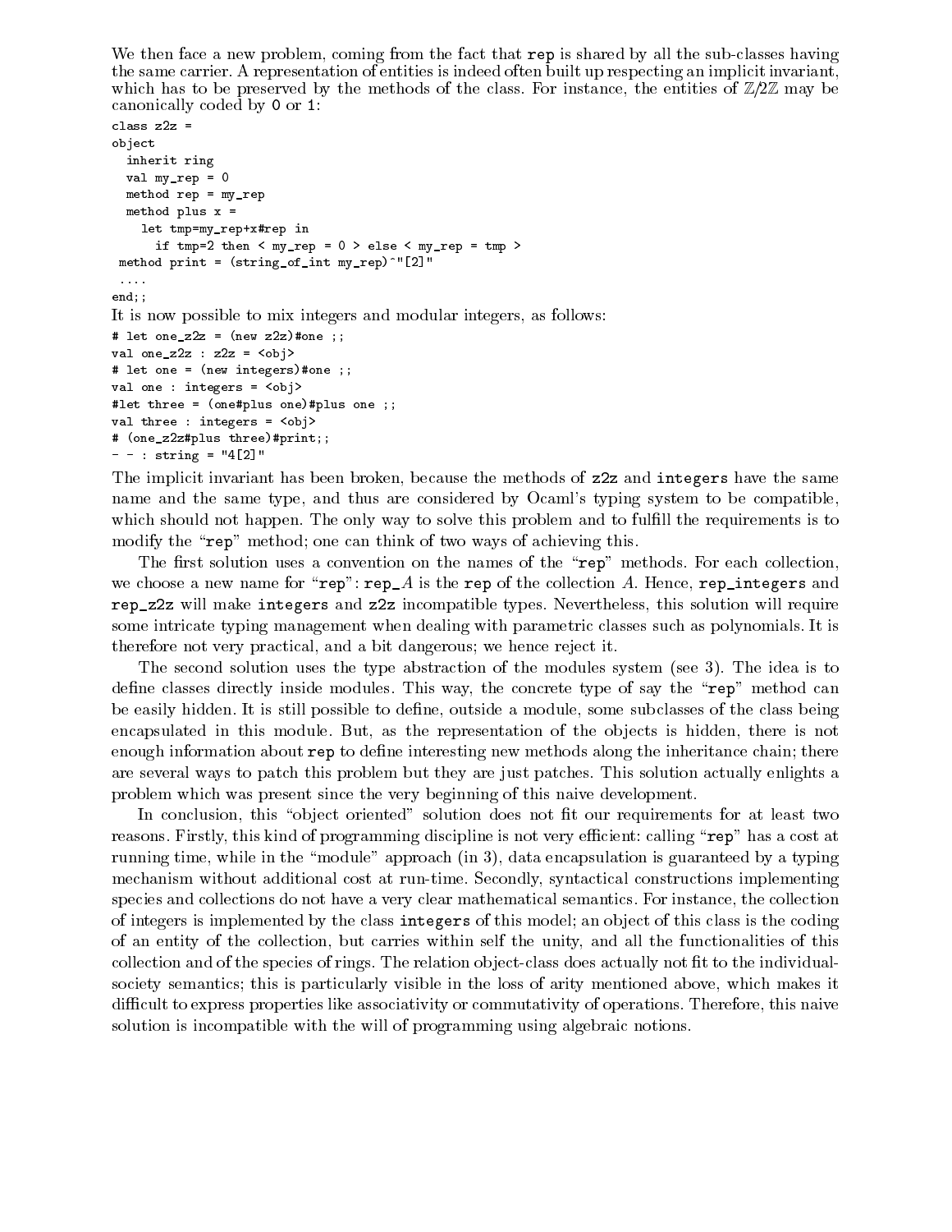We then face a new problem, coming from the fact that rep is shared by all the sub-classes having the same carrier. A representation of entities is indeed often built up respecting an implicit invariant, which has to be preserved by the methods of the class. For instance, the entities of $\mathbb{Z}/2\mathbb{Z}$ may be canonically coded by 0 or 1:

```
class z2z =
object
  inherit ring
  val my_rep = 0
  method rep = my_rep
  method plus x =
    let tmp=my_rep+x#rep in
      if tmp=2 then < my_rep = 0 > else < my_rep = tmp >
 method print = (string_of_int my_rep)^"[2]"
 ....
end;;
```

It is now possible to mix integers and modular integers, as follows:

```
# let one_z2z = (new z2z)#one ;;
val one_z2z : z2z = <obj>
# let one = (new integers)#one ;;
val one : integers = <obj>
#let three = (one#plus one)#plus one ;;
val three : integers = <obj>
# (one_z2z#plus three)#print;;
- - : string = "4[2]"
```

The implicit invariant has been broken, because the methods of z2z and integers have the same name and the same type, and thus are considered by Ocaml's typing system to be compatible, which should not happen. The only way to solve this problem and to fulfill the requirements is to modify the "rep" method; one can think of two ways of achieving this.

The first solution uses a convention on the names of the "rep" methods. For each collection, we choose a new name for "rep": rep_$A$ is the rep of the collection $A$. Hence, rep_integers and rep_z2z will make integers and z2z incompatible types. Nevertheless, this solution will require some intricate typing management when dealing with parametric classes such as polynomials. It is therefore not very practical, and a bit dangerous; we hence reject it.

The second solution uses the type abstraction of the modules system (see 3). The idea is to define classes directly inside modules. This way, the concrete type of say the "rep" method can be easily hidden. It is still possible to define, outside a module, some subclasses of the class being encapsulated in this module. But, as the representation of the objects is hidden, there is not enough information about rep to define interesting new methods along the inheritance chain; there are several ways to patch this problem but they are just patches. This solution actually enlights a problem which was present since the very beginning of this naive development.

In conclusion, this "object oriented" solution does not fit our requirements for at least two reasons. Firstly, this kind of programming discipline is not very efficient: calling "rep" has a cost at running time, while in the "module" approach (in 3), data encapsulation is guaranteed by a typing mechanism without additional cost at run-time. Secondly, syntactical constructions implementing species and collections do not have a very clear mathematical semantics. For instance, the collection of integers is implemented by the class integers of this model; an object of this class is the coding of an entity of the collection, but carries within self the unity, and all the functionalities of this collection and of the species of rings. The relation object-class does actually not fit to the individual-society semantics; this is particularly visible in the loss of arity mentioned above, which makes it difficult to express properties like associativity or commutativity of operations. Therefore, this naive solution is incompatible with the will of programming using algebraic notions.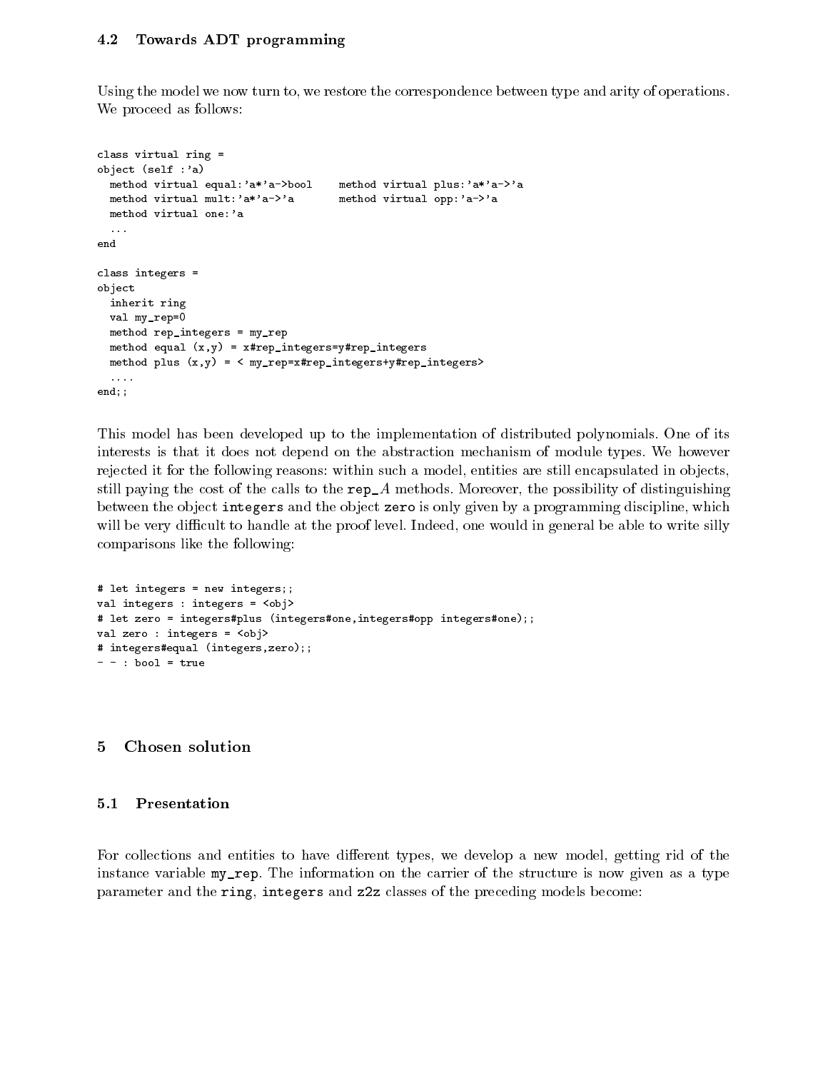### 4.2 Towards ADT programming

Using the model we now turn to, we restore the correspondence between type and arity of operations. We proceed as follows:

```
class virtual ring =
object (self :'a)
  method virtual equal:'a*'a->bool    method virtual plus:'a*'a->'a
  method virtual mult:'a*'a->'a       method virtual opp:'a->'a
  method virtual one:'a
  ...
end

class integers =
object
  inherit ring
  val my_rep=0
  method rep_integers = my_rep
  method equal (x,y) = x#rep_integers=y#rep_integers
  method plus (x,y) = < my_rep=x#rep_integers+y#rep_integers>
  ....
end;;
```

This model has been developed up to the implementation of distributed polynomials. One of its interests is that it does not depend on the abstraction mechanism of module types. We however rejected it for the following reasons: within such a model, entities are still encapsulated in objects, still paying the cost of the calls to the rep_*A* methods. Moreover, the possibility of distinguishing between the object integers and the object zero is only given by a programming discipline, which will be very difficult to handle at the proof level. Indeed, one would in general be able to write silly comparisons like the following:

```
# let integers = new integers;;
val integers : integers = <obj>
# let zero = integers#plus (integers#one,integers#opp integers#one);;
val zero : integers = <obj>
# integers#equal (integers,zero);;
- - : bool = true
```

## 5 Chosen solution

### 5.1 Presentation

For collections and entities to have different types, we develop a new model, getting rid of the instance variable my_rep. The information on the carrier of the structure is now given as a type parameter and the ring, integers and z2z classes of the preceding models become: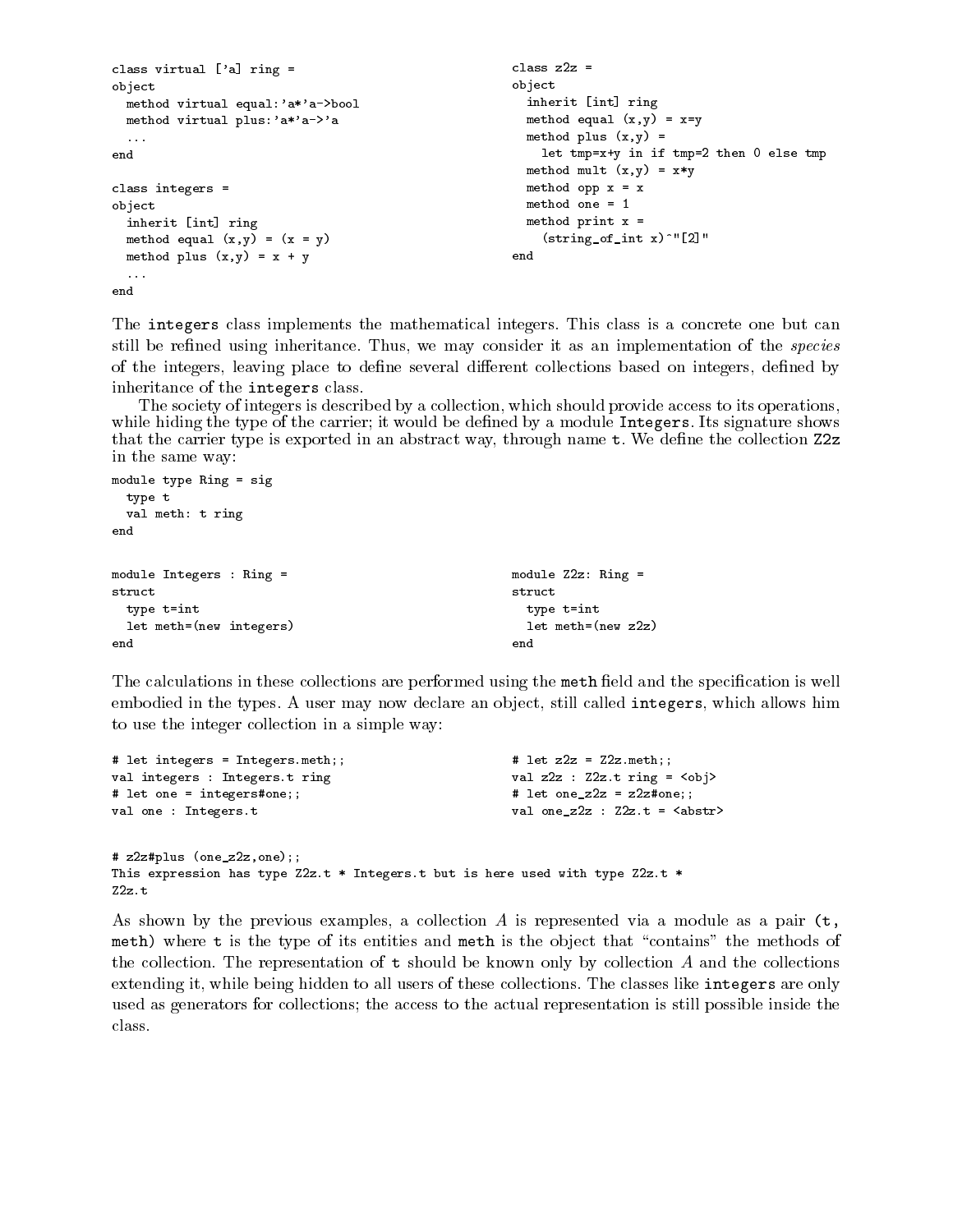```
class virtual ['a] ring =
object
  method virtual equal:'a*'a->bool
  method virtual plus:'a*'a->'a
  ...
end

class integers =
object
  inherit [int] ring
  method equal (x,y) = (x = y)
  method plus (x,y) = x + y
  ...
end
```

```
class z2z =
object
  inherit [int] ring
  method equal (x,y) = x=y
  method plus (x,y) =
    let tmp=x+y in if tmp=2 then 0 else tmp
  method mult (x,y) = x*y
  method opp x = x
  method one = 1
  method print x =
    (string_of_int x)^"[2]"
end
```

The integers class implements the mathematical integers. This class is a concrete one but can still be refined using inheritance. Thus, we may consider it as an implementation of the *species* of the integers, leaving place to define several different collections based on integers, defined by inheritance of the integers class.

The society of integers is described by a collection, which should provide access to its operations, while hiding the type of the carrier; it would be defined by a module Integers. Its signature shows that the carrier type is exported in an abstract way, through name t. We define the collection Z2z in the same way:

```
module type Ring = sig
  type t
  val meth: t ring
end
```

```
module Integers : Ring =
struct
  type t=int
  let meth=(new integers)
end
```

```
module Z2z: Ring =
struct
  type t=int
  let meth=(new z2z)
end
```

The calculations in these collections are performed using the meth field and the specification is well embodied in the types. A user may now declare an object, still called integers, which allows him to use the integer collection in a simple way:

```
# let integers = Integers.meth;;
val integers : Integers.t ring
# let one = integers#one;;
val one : Integers.t
```

```
# let z2z = Z2z.meth;;
val z2z : Z2z.t ring = <obj>
# let one_z2z = z2z#one;;
val one_z2z : Z2z.t = <abstr>
```

```
# z2z#plus (one_z2z,one);;
This expression has type Z2z.t * Integers.t but is here used with type Z2z.t *
Z2z.t
```

As shown by the previous examples, a collection $A$ is represented via a module as a pair (t, meth) where t is the type of its entities and meth is the object that "contains" the methods of the collection. The representation of t should be known only by collection $A$ and the collections extending it, while being hidden to all users of these collections. The classes like integers are only used as generators for collections; the access to the actual representation is still possible inside the class.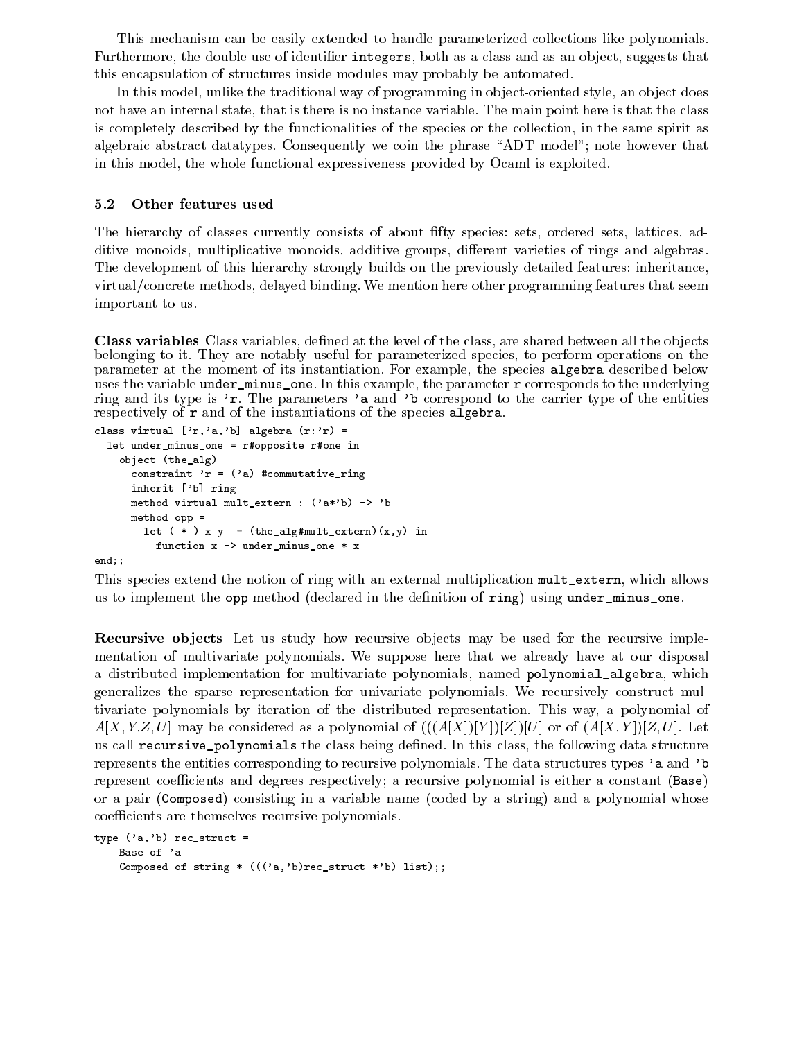This mechanism can be easily extended to handle parameterized collections like polynomials. Furthermore, the double use of identifier `integers`, both as a class and as an object, suggests that this encapsulation of structures inside modules may probably be automated.

In this model, unlike the traditional way of programming in object-oriented style, an object does not have an internal state, that is there is no instance variable. The main point here is that the class is completely described by the functionalities of the species or the collection, in the same spirit as algebraic abstract datatypes. Consequently we coin the phrase "ADT model"; note however that in this model, the whole functional expressiveness provided by Ocaml is exploited.

### 5.2 Other features used

The hierarchy of classes currently consists of about fifty species: sets, ordered sets, lattices, additive monoids, multiplicative monoids, additive groups, different varieties of rings and algebras. The development of this hierarchy strongly builds on the previously detailed features: inheritance, virtual/concrete methods, delayed binding. We mention here other programming features that seem important to us.

**Class variables** Class variables, defined at the level of the class, are shared between all the objects belonging to it. They are notably useful for parameterized species, to perform operations on the parameter at the moment of its instantiation. For example, the species `algebra` described below uses the variable `under_minus_one`. In this example, the parameter `r` corresponds to the underlying ring and its type is `'r`. The parameters `'a` and `'b` correspond to the carrier type of the entities respectively of `r` and of the instantiations of the species `algebra`.

```
class virtual ['r,'a,'b] algebra (r:'r) =
  let under_minus_one = r#opposite r#one in
    object (the_alg)
      constraint 'r = ('a) #commutative_ring
      inherit ['b] ring
      method virtual mult_extern : ('a*'b) -> 'b
      method opp =
        let ( * ) x y  = (the_alg#mult_extern)(x,y) in
          function x -> under_minus_one * x
end;;
```

This species extend the notion of ring with an external multiplication `mult_extern`, which allows us to implement the `opp` method (declared in the definition of `ring`) using `under_minus_one`.

**Recursive objects** Let us study how recursive objects may be used for the recursive implementation of multivariate polynomials. We suppose here that we already have at our disposal a distributed implementation for multivariate polynomials, named `polynomial_algebra`, which generalizes the sparse representation for univariate polynomials. We recursively construct multivariate polynomials by iteration of the distributed representation. This way, a polynomial of $A[X, Y, Z, U]$ may be considered as a polynomial of $(((A[X])[Y])[Z])[U]$ or of $(A[X, Y])[Z, U]$. Let us call `recursive_polynomials` the class being defined. In this class, the following data structure represents the entities corresponding to recursive polynomials. The data structures types `'a` and `'b` represent coefficients and degrees respectively; a recursive polynomial is either a constant (`Base`) or a pair (`Composed`) consisting in a variable name (coded by a string) and a polynomial whose coefficients are themselves recursive polynomials.

```
type ('a,'b) rec_struct =
  | Base of 'a
  | Composed of string * ((('a,'b)rec_struct *'b) list);;
```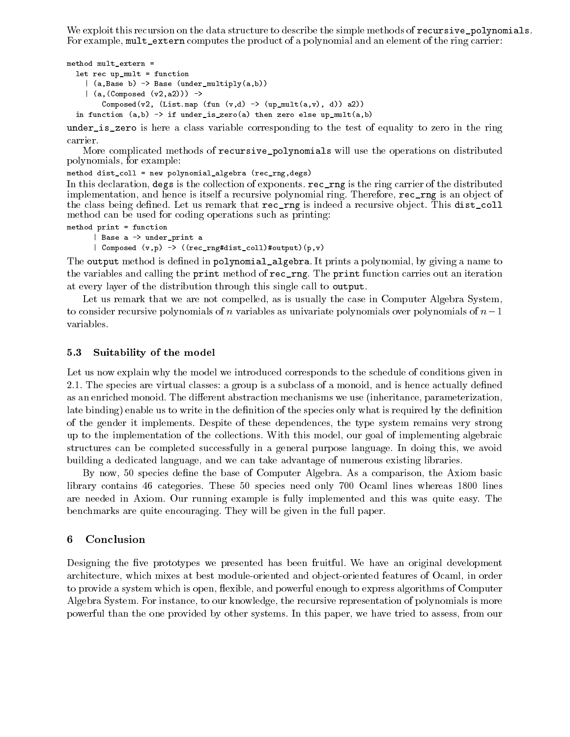We exploit this recursion on the data structure to describe the simple methods of `recursive_polynomials`. For example, `mult_extern` computes the product of a polynomial and an element of the ring carrier:

```
method mult_extern =
  let rec up_mult = function
    | (a,Base b) -> Base (under_multiply(a,b))
    | (a,(Composed (v2,a2))) ->
        Composed(v2, (List.map (fun (v,d) -> (up_mult(a,v), d)) a2))
  in function (a,b) -> if under_is_zero(a) then zero else up_mult(a,b)
```

`under_is_zero` is here a class variable corresponding to the test of equality to zero in the ring carrier.

More complicated methods of `recursive_polynomials` will use the operations on distributed polynomials, for example:

```
method dist_coll = new polynomial_algebra (rec_rng,degs)
```

In this declaration, `degs` is the collection of exponents. `rec_rng` is the ring carrier of the distributed implementation, and hence is itself a recursive polynomial ring. Therefore, `rec_rng` is an object of the class being defined. Let us remark that `rec_rng` is indeed a recursive object. This `dist_coll` method can be used for coding operations such as printing:

```
method print = function
      | Base a -> under_print a
      | Composed (v,p) -> ((rec_rng#dist_coll)#output)(p,v)
```

The `output` method is defined in `polynomial_algebra`. It prints a polynomial, by giving a name to the variables and calling the `print` method of `rec_rng`. The `print` function carries out an iteration at every layer of the distribution through this single call to `output`.

Let us remark that we are not compelled, as is usually the case in Computer Algebra System, to consider recursive polynomials of $n$ variables as univariate polynomials over polynomials of $n-1$ variables.

### 5.3 Suitability of the model

Let us now explain why the model we introduced corresponds to the schedule of conditions given in 2.1. The species are virtual classes: a group is a subclass of a monoid, and is hence actually defined as an enriched monoid. The different abstraction mechanisms we use (inheritance, parameterization, late binding) enable us to write in the definition of the species only what is required by the definition of the gender it implements. Despite of these dependences, the type system remains very strong up to the implementation of the collections. With this model, our goal of implementing algebraic structures can be completed successfully in a general purpose language. In doing this, we avoid building a dedicated language, and we can take advantage of numerous existing libraries.

By now, 50 species define the base of Computer Algebra. As a comparison, the Axiom basic library contains 46 categories. These 50 species need only 700 Ocaml lines whereas 1800 lines are needed in Axiom. Our running example is fully implemented and this was quite easy. The benchmarks are quite encouraging. They will be given in the full paper.

## 6 Conclusion

Designing the five prototypes we presented has been fruitful. We have an original development architecture, which mixes at best module-oriented and object-oriented features of Ocaml, in order to provide a system which is open, flexible, and powerful enough to express algorithms of Computer Algebra System. For instance, to our knowledge, the recursive representation of polynomials is more powerful than the one provided by other systems. In this paper, we have tried to assess, from our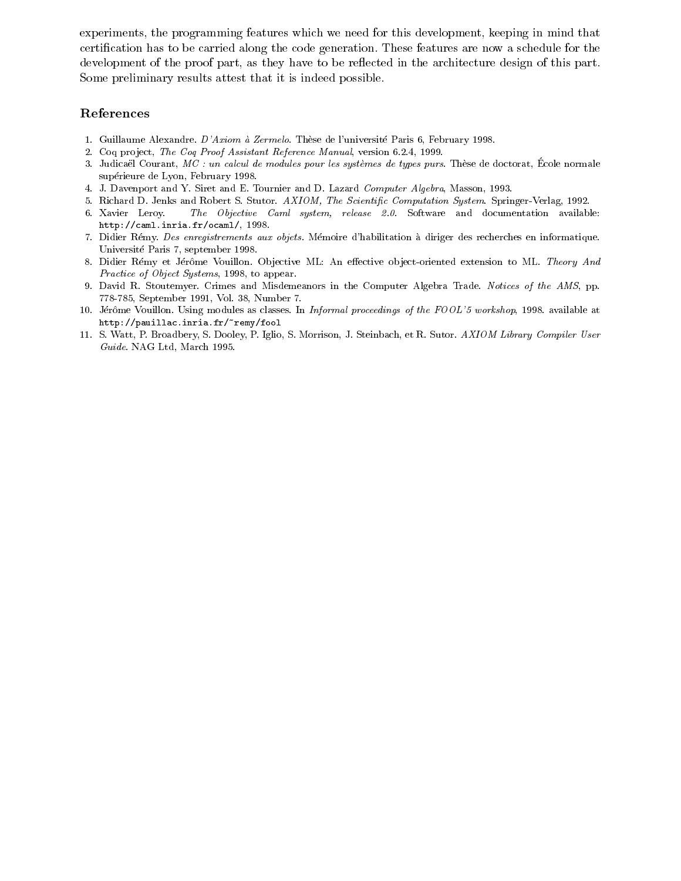experiments, the programming features which we need for this development, keeping in mind that certification has to be carried along the code generation. These features are now a schedule for the development of the proof part, as they have to be reflected in the architecture design of this part. Some preliminary results attest that it is indeed possible.

## References

1. Guillaume Alexandre. *D'Axiom à Zermelo*. Thèse de l'université Paris 6, February 1998.
2. Coq project, *The Coq Proof Assistant Reference Manual*, version 6.2.4, 1999.
3. Judicaël Courant, *MC : un calcul de modules pour les systèmes de types purs*. Thèse de doctorat, École normale supérieure de Lyon, February 1998.
4. J. Davenport and Y. Siret and E. Tournier and D. Lazard *Computer Algebra*, Masson, 1993.
5. Richard D. Jenks and Robert S. Stutor. *AXIOM, The Scientific Computation System*. Springer-Verlag, 1992.
6. Xavier Leroy. *The Objective Caml system, release 2.0*. Software and documentation available: `http://caml.inria.fr/ocaml/`, 1998.
7. Didier Rémy. *Des enregistrements aux objets*. Mémoire d'habilitation à diriger des recherches en informatique. Université Paris 7, september 1998.
8. Didier Rémy et Jérôme Vouillon. Objective ML: An effective object-oriented extension to ML. *Theory And Practice of Object Systems*, 1998, to appear.
9. David R. Stoutemyer. Crimes and Misdemeanors in the Computer Algebra Trade. *Notices of the AMS*, pp. 778-785, September 1991, Vol. 38, Number 7.
10. Jérôme Vouillon. Using modules as classes. In *Informal proceedings of the FOOL'5 workshop*, 1998. available at `http://pauillac.inria.fr/~remy/fool`
11. S. Watt, P. Broadbery, S. Dooley, P. Iglio, S. Morrison, J. Steinbach, et R. Sutor. *AXIOM Library Compiler User Guide*. NAG Ltd, March 1995.